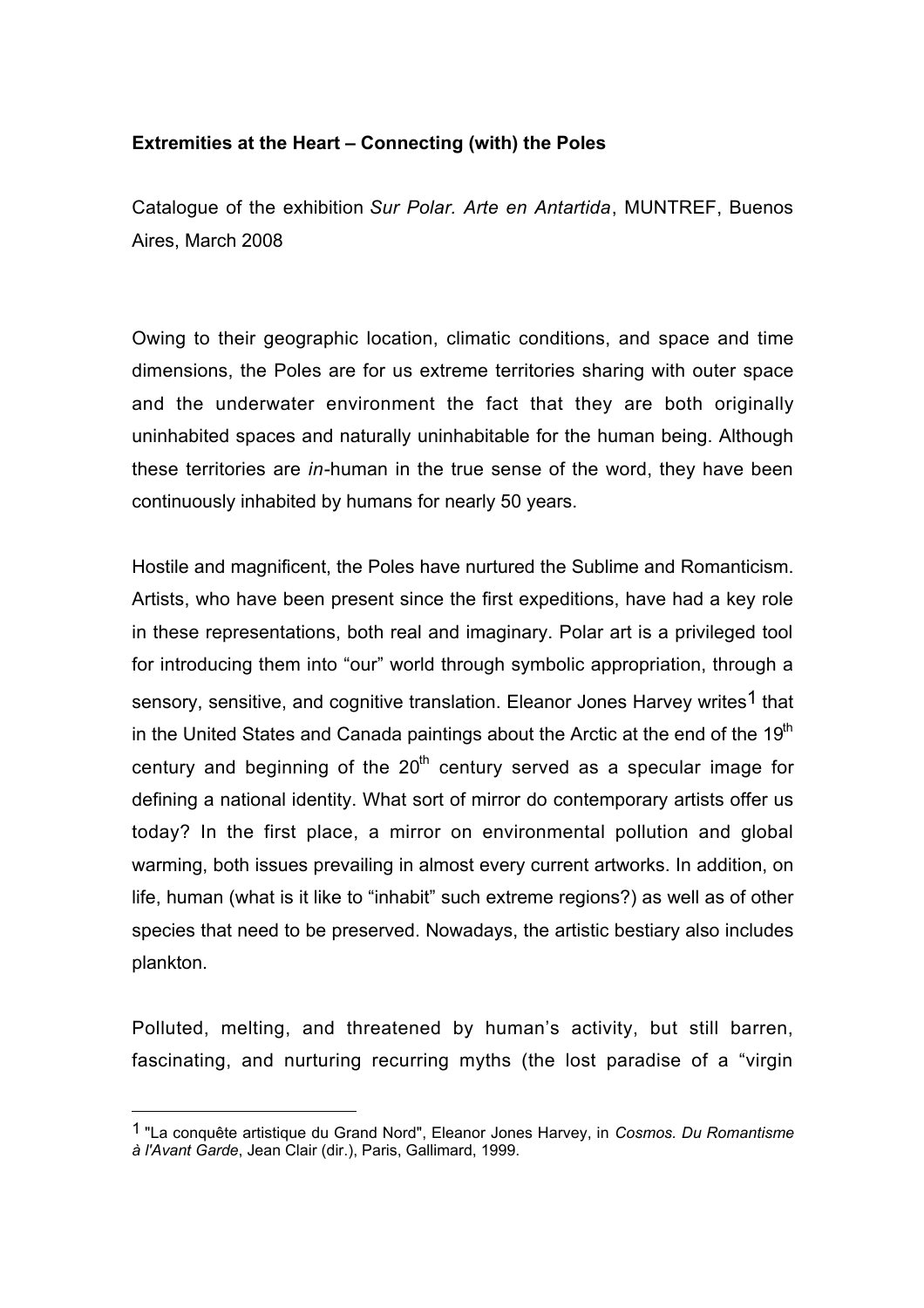**Extremities at the Heart – Connecting (with) the Poles**

Catalogue of the exhibition *Sur Polar. Arte en Antartida*, MUNTREF, Buenos Aires, March 2008

Owing to their geographic location, climatic conditions, and space and time dimensions, the Poles are for us extreme territories sharing with outer space and the underwater environment the fact that they are both originally uninhabited spaces and naturally uninhabitable for the human being. Although these territories are *in*-human in the true sense of the word, they have been continuously inhabited by humans for nearly 50 years.

Hostile and magnificent, the Poles have nurtured the Sublime and Romanticism. Artists, who have been present since the first expeditions, have had a key role in these representations, both real and imaginary. Polar art is a privileged tool for introducing them into "our" world through symbolic appropriation, through a sensory, sensitive, and cognitive translation. Eleanor Jones Harvey writes[1] that in the United States and Canada paintings about the Arctic at the end of the 19th century and beginning of the 20th century served as a specular image for defining a national identity. What sort of mirror do contemporary artists offer us today? In the first place, a mirror on environmental pollution and global warming, both issues prevailing in almost every current artworks. In addition, on life, human (what is it like to "inhabit" such extreme regions?) as well as of other species that need to be preserved. Nowadays, the artistic bestiary also includes plankton.

Polluted, melting, and threatened by human's activity, but still barren, fascinating, and nurturing recurring myths (the lost paradise of a "virgin

[1] "La conquête artistique du Grand Nord", Eleanor Jones Harvey, in *Cosmos. Du Romantisme à l'Avant Garde*, Jean Clair (dir.), Paris, Gallimard, 1999.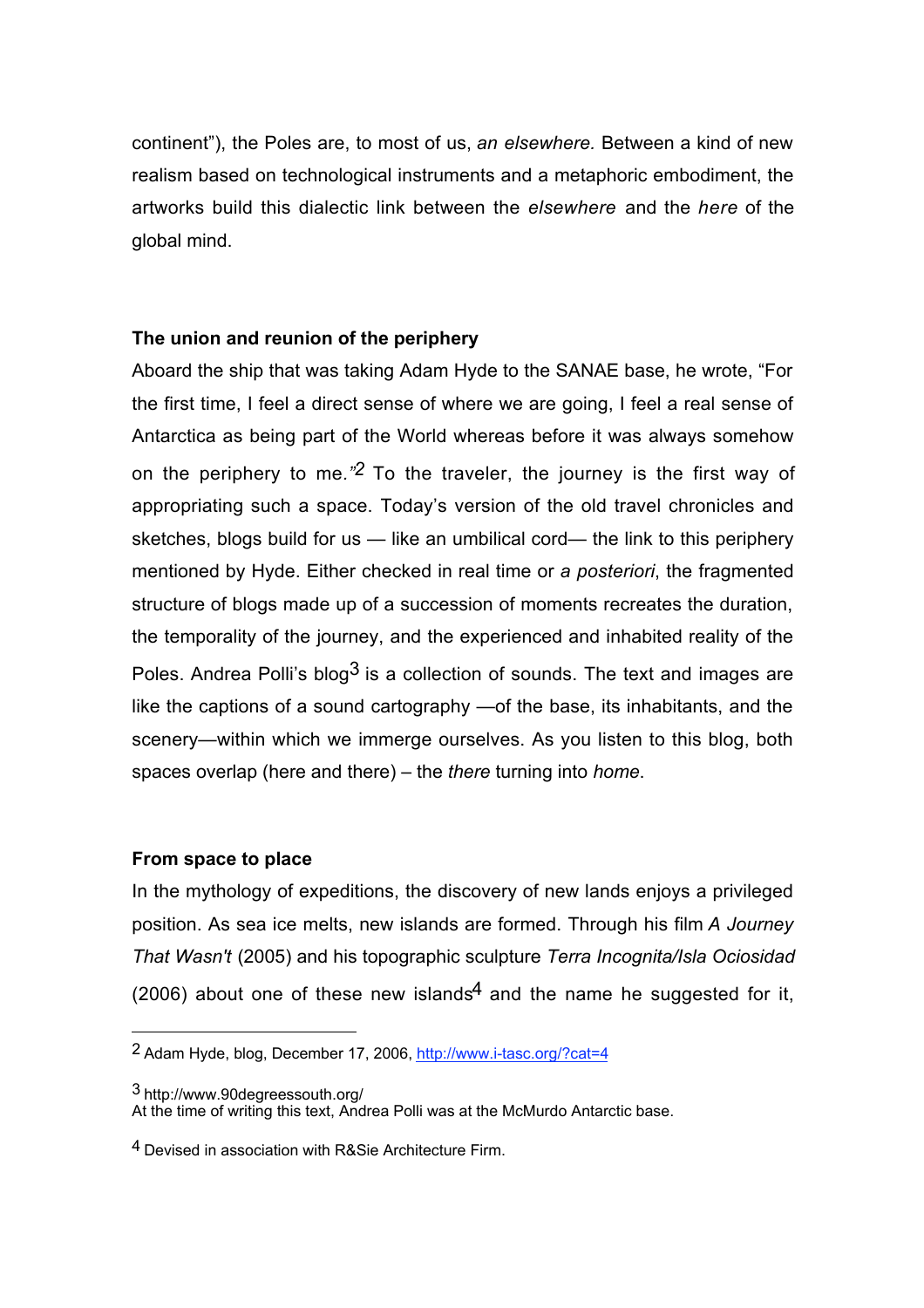continent"), the Poles are, to most of us, *an elsewhere.* Between a kind of new realism based on technological instruments and a metaphoric embodiment, the artworks build this dialectic link between the *elsewhere* and the *here* of the global mind.

### The union and reunion of the periphery

Aboard the ship that was taking Adam Hyde to the SANAE base, he wrote, "For the first time, I feel a direct sense of where we are going, I feel a real sense of Antarctica as being part of the World whereas before it was always somehow on the periphery to me."[2] To the traveler, the journey is the first way of appropriating such a space. Today's version of the old travel chronicles and sketches, blogs build for us — like an umbilical cord— the link to this periphery mentioned by Hyde. Either checked in real time or *a posteriori*, the fragmented structure of blogs made up of a succession of moments recreates the duration, the temporality of the journey, and the experienced and inhabited reality of the Poles. Andrea Polli's blog[3] is a collection of sounds. The text and images are like the captions of a sound cartography —of the base, its inhabitants, and the scenery—within which we immerge ourselves. As you listen to this blog, both spaces overlap (here and there) – the *there* turning into *home*.

### From space to place

In the mythology of expeditions, the discovery of new lands enjoys a privileged position. As sea ice melts, new islands are formed. Through his film *A Journey That Wasn't* (2005) and his topographic sculpture *Terra Incognita/Isla Ociosidad* (2006) about one of these new islands[4] and the name he suggested for it,

---

[2] Adam Hyde, blog, December 17, 2006, http://www.i-tasc.org/?cat=4

[3] http://www.90degreessouth.org/
At the time of writing this text, Andrea Polli was at the McMurdo Antarctic base.

[4] Devised in association with R&Sie Architecture Firm.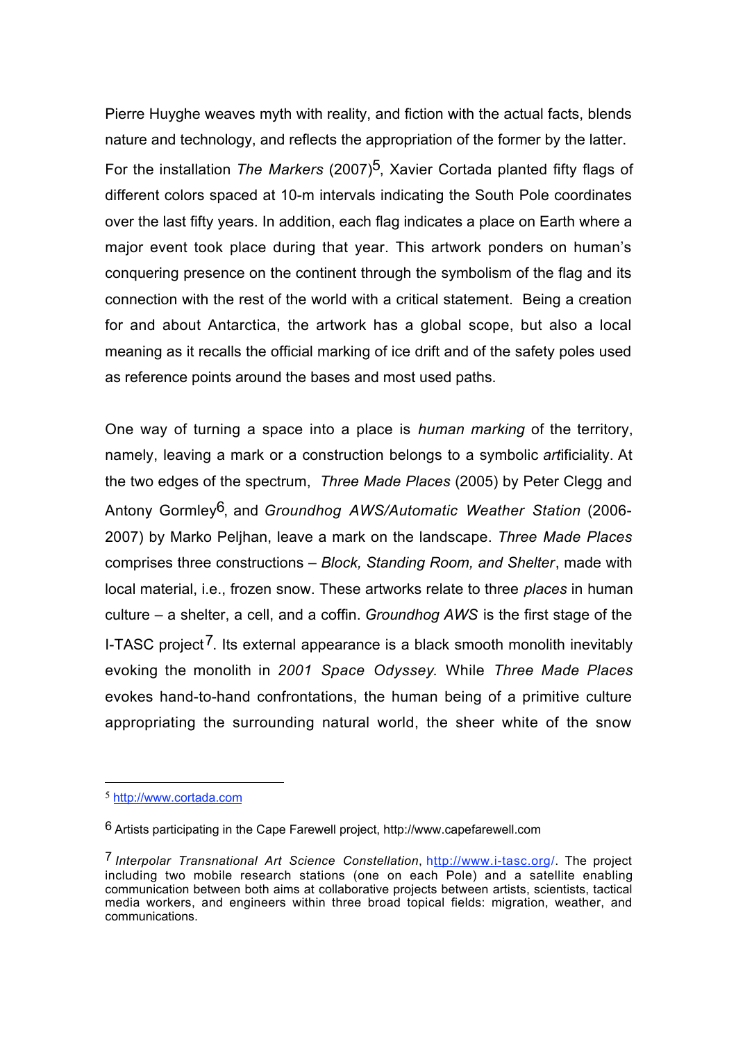Pierre Huyghe weaves myth with reality, and fiction with the actual facts, blends nature and technology, and reflects the appropriation of the former by the latter. For the installation *The Markers* (2007)[5], Xavier Cortada planted fifty flags of different colors spaced at 10-m intervals indicating the South Pole coordinates over the last fifty years. In addition, each flag indicates a place on Earth where a major event took place during that year. This artwork ponders on human's conquering presence on the continent through the symbolism of the flag and its connection with the rest of the world with a critical statement. Being a creation for and about Antarctica, the artwork has a global scope, but also a local meaning as it recalls the official marking of ice drift and of the safety poles used as reference points around the bases and most used paths.

One way of turning a space into a place is *human marking* of the territory, namely, leaving a mark or a construction belongs to a symbolic *art*ificiality. At the two edges of the spectrum, *Three Made Places* (2005) by Peter Clegg and Antony Gormley[6], and *Groundhog AWS/Automatic Weather Station* (2006-2007) by Marko Peljhan, leave a mark on the landscape. *Three Made Places* comprises three constructions – *Block, Standing Room, and Shelter*, made with local material, i.e., frozen snow. These artworks relate to three *places* in human culture – a shelter, a cell, and a coffin. *Groundhog AWS* is the first stage of the I-TASC project[7]. Its external appearance is a black smooth monolith inevitably evoking the monolith in *2001 Space Odyssey*. While *Three Made Places* evokes hand-to-hand confrontations, the human being of a primitive culture appropriating the surrounding natural world, the sheer white of the snow

---

[5] http://www.cortada.com

[6] Artists participating in the Cape Farewell project, http://www.capefarewell.com

[7] *Interpolar Transnational Art Science Constellation*, http://www.i-tasc.org/. The project including two mobile research stations (one on each Pole) and a satellite enabling communication between both aims at collaborative projects between artists, scientists, tactical media workers, and engineers within three broad topical fields: migration, weather, and communications.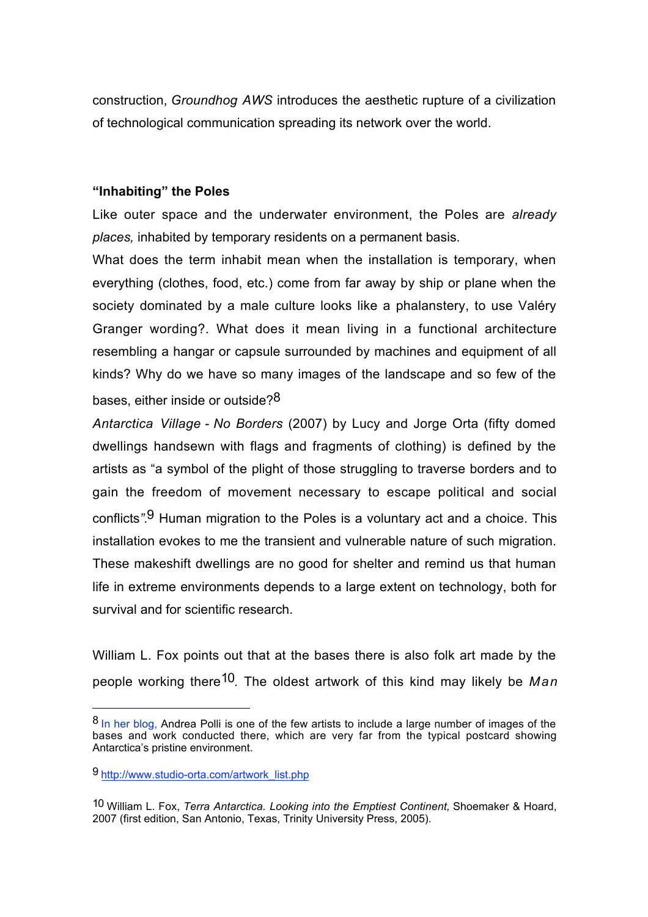construction, *Groundhog AWS* introduces the aesthetic rupture of a civilization of technological communication spreading its network over the world.

**"Inhabiting" the Poles**

Like outer space and the underwater environment, the Poles are *already places,* inhabited by temporary residents on a permanent basis.

What does the term inhabit mean when the installation is temporary, when everything (clothes, food, etc.) come from far away by ship or plane when the society dominated by a male culture looks like a phalanstery, to use Valéry Granger wording?. What does it mean living in a functional architecture resembling a hangar or capsule surrounded by machines and equipment of all kinds? Why do we have so many images of the landscape and so few of the bases, either inside or outside?[8]

*Antarctica Village - No Borders* (2007) by Lucy and Jorge Orta (fifty domed dwellings handsewn with flags and fragments of clothing) is defined by the artists as "a symbol of the plight of those struggling to traverse borders and to gain the freedom of movement necessary to escape political and social conflicts".[9] Human migration to the Poles is a voluntary act and a choice. This installation evokes to me the transient and vulnerable nature of such migration. These makeshift dwellings are no good for shelter and remind us that human life in extreme environments depends to a large extent on technology, both for survival and for scientific research.

William L. Fox points out that at the bases there is also folk art made by the people working there[10]. The oldest artwork of this kind may likely be *Man*

---

[8] In her blog, Andrea Polli is one of the few artists to include a large number of images of the bases and work conducted there, which are very far from the typical postcard showing Antarctica's pristine environment.

[9] http://www.studio-orta.com/artwork_list.php

[10] William L. Fox, *Terra Antarctica. Looking into the Emptiest Continent,* Shoemaker & Hoard, 2007 (first edition, San Antonio, Texas, Trinity University Press, 2005).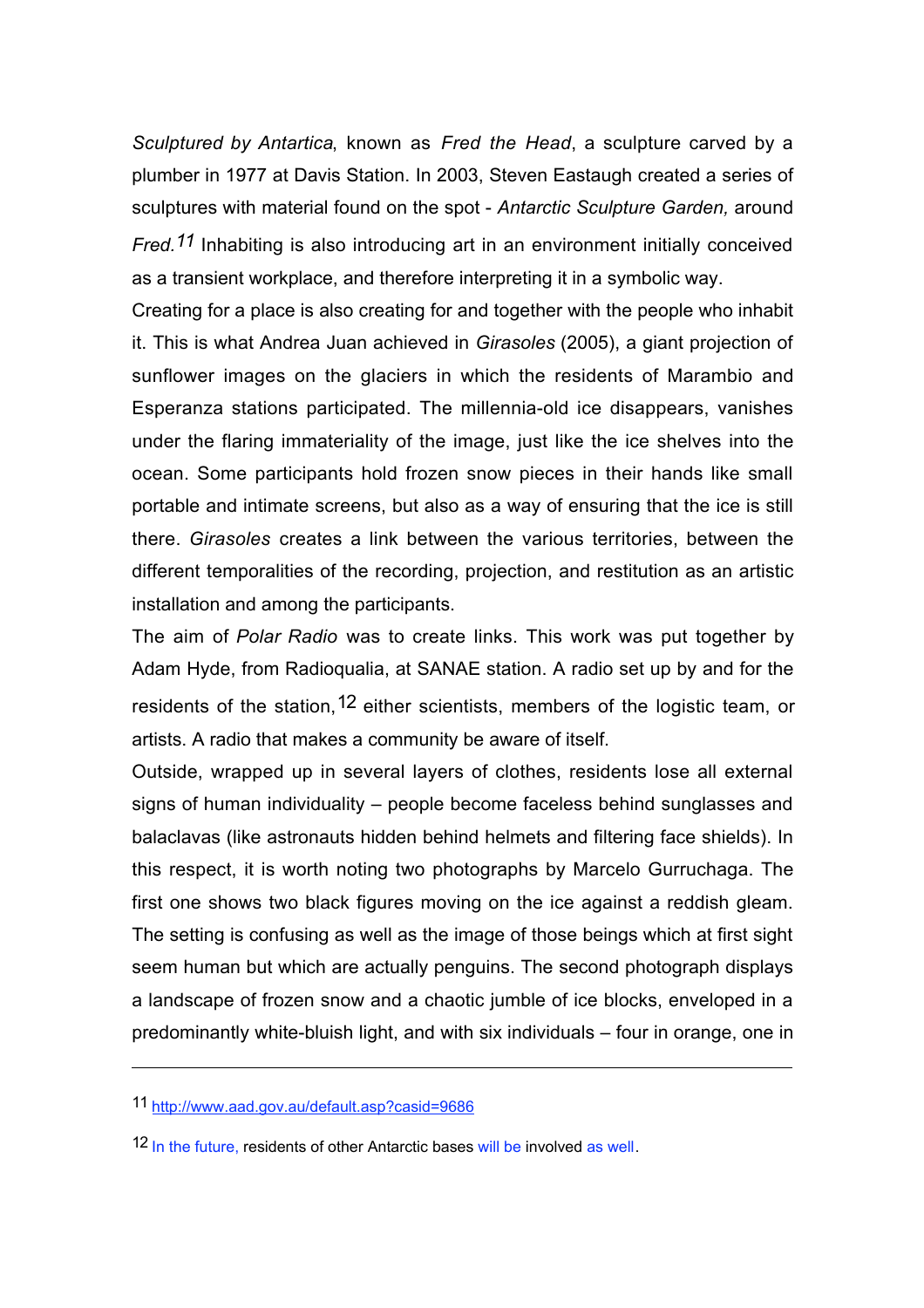*Sculptured by Antartica*, known as *Fred the Head*, a sculpture carved by a plumber in 1977 at Davis Station. In 2003, Steven Eastaugh created a series of sculptures with material found on the spot - *Antarctic Sculpture Garden,* around *Fred.*[11] Inhabiting is also introducing art in an environment initially conceived as a transient workplace, and therefore interpreting it in a symbolic way.

Creating for a place is also creating for and together with the people who inhabit it. This is what Andrea Juan achieved in *Girasoles* (2005), a giant projection of sunflower images on the glaciers in which the residents of Marambio and Esperanza stations participated. The millennia-old ice disappears, vanishes under the flaring immateriality of the image, just like the ice shelves into the ocean. Some participants hold frozen snow pieces in their hands like small portable and intimate screens, but also as a way of ensuring that the ice is still there. *Girasoles* creates a link between the various territories, between the different temporalities of the recording, projection, and restitution as an artistic installation and among the participants.

The aim of *Polar Radio* was to create links. This work was put together by Adam Hyde, from Radioqualia, at SANAE station. A radio set up by and for the residents of the station,[12] either scientists, members of the logistic team, or artists. A radio that makes a community be aware of itself.

Outside, wrapped up in several layers of clothes, residents lose all external signs of human individuality – people become faceless behind sunglasses and balaclavas (like astronauts hidden behind helmets and filtering face shields). In this respect, it is worth noting two photographs by Marcelo Gurruchaga. The first one shows two black figures moving on the ice against a reddish gleam. The setting is confusing as well as the image of those beings which at first sight seem human but which are actually penguins. The second photograph displays a landscape of frozen snow and a chaotic jumble of ice blocks, enveloped in a predominantly white-bluish light, and with six individuals – four in orange, one in

---

[11] http://www.aad.gov.au/default.asp?casid=9686

[12] In the future, residents of other Antarctic bases will be involved as well.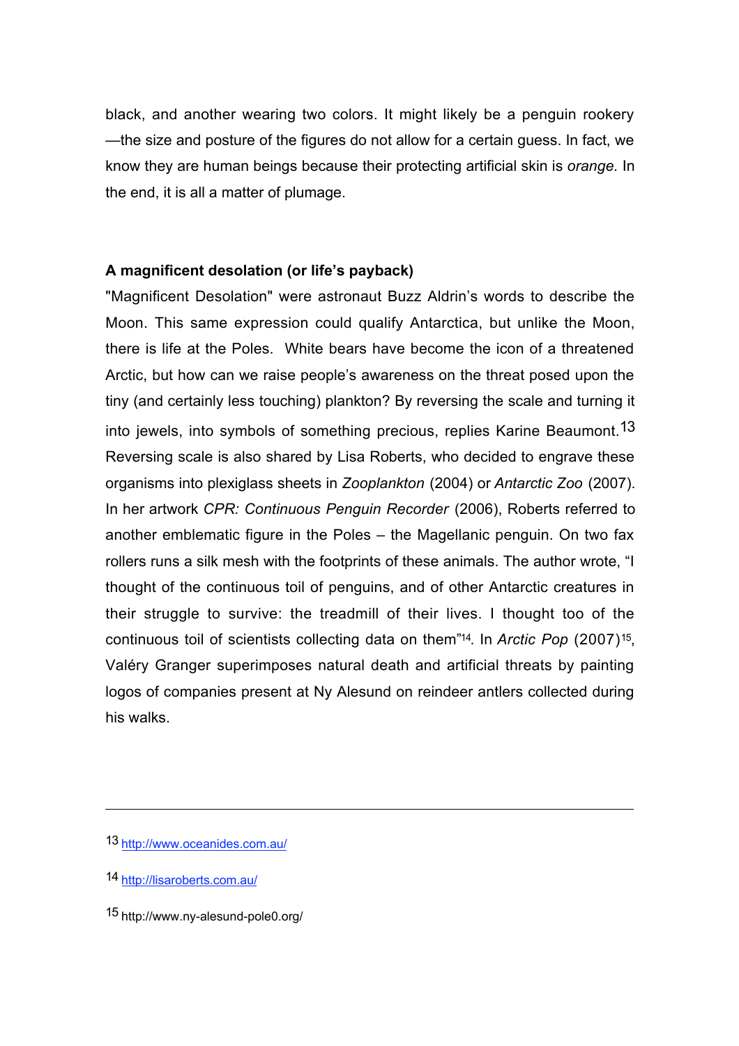black, and another wearing two colors. It might likely be a penguin rookery —the size and posture of the figures do not allow for a certain guess. In fact, we know they are human beings because their protecting artificial skin is *orange.* In the end, it is all a matter of plumage.

**A magnificent desolation (or life's payback)**

"Magnificent Desolation" were astronaut Buzz Aldrin's words to describe the Moon. This same expression could qualify Antarctica, but unlike the Moon, there is life at the Poles. White bears have become the icon of a threatened Arctic, but how can we raise people's awareness on the threat posed upon the tiny (and certainly less touching) plankton? By reversing the scale and turning it into jewels, into symbols of something precious, replies Karine Beaumont.[13] Reversing scale is also shared by Lisa Roberts, who decided to engrave these organisms into plexiglass sheets in *Zooplankton* (2004) or *Antarctic Zoo* (2007). In her artwork *CPR: Continuous Penguin Recorder* (2006), Roberts referred to another emblematic figure in the Poles – the Magellanic penguin. On two fax rollers runs a silk mesh with the footprints of these animals. The author wrote, "I thought of the continuous toil of penguins, and of other Antarctic creatures in their struggle to survive: the treadmill of their lives. I thought too of the continuous toil of scientists collecting data on them"[14]. In *Arctic Pop* (2007)[15], Valéry Granger superimposes natural death and artificial threats by painting logos of companies present at Ny Alesund on reindeer antlers collected during his walks.

---

13 http://www.oceanides.com.au/

14 http://lisaroberts.com.au/

15 http://www.ny-alesund-pole0.org/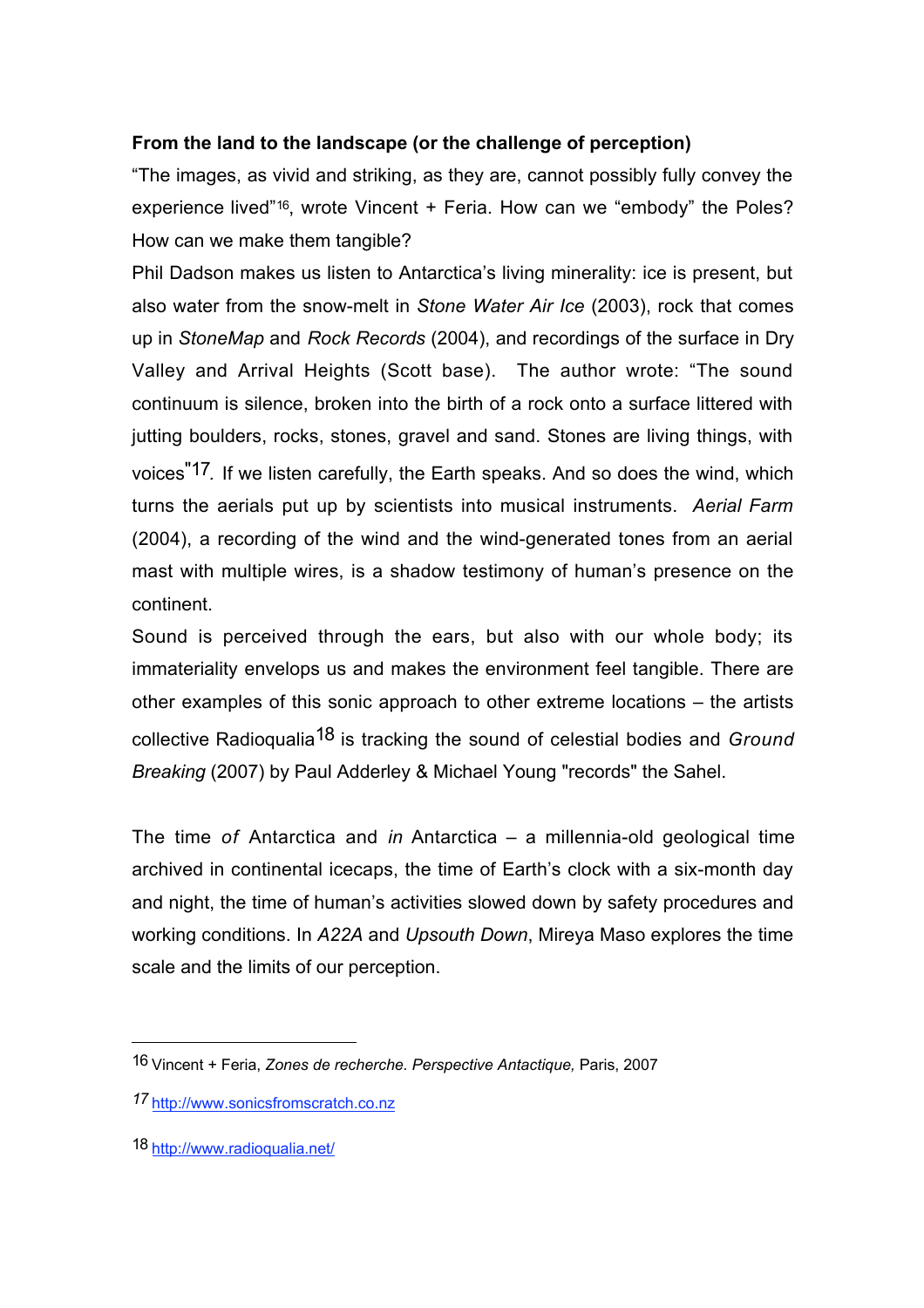**From the land to the landscape (or the challenge of perception)**

"The images, as vivid and striking, as they are, cannot possibly fully convey the experience lived"[16], wrote Vincent + Feria. How can we "embody" the Poles? How can we make them tangible?

Phil Dadson makes us listen to Antarctica's living minerality: ice is present, but also water from the snow-melt in *Stone Water Air Ice* (2003), rock that comes up in *StoneMap* and *Rock Records* (2004), and recordings of the surface in Dry Valley and Arrival Heights (Scott base). The author wrote: "The sound continuum is silence, broken into the birth of a rock onto a surface littered with jutting boulders, rocks, stones, gravel and sand. Stones are living things, with voices"[17]. If we listen carefully, the Earth speaks. And so does the wind, which turns the aerials put up by scientists into musical instruments. *Aerial Farm* (2004), a recording of the wind and the wind-generated tones from an aerial mast with multiple wires, is a shadow testimony of human's presence on the continent.

Sound is perceived through the ears, but also with our whole body; its immateriality envelops us and makes the environment feel tangible. There are other examples of this sonic approach to other extreme locations – the artists collective Radioqualia[18] is tracking the sound of celestial bodies and *Ground Breaking* (2007) by Paul Adderley & Michael Young "records" the Sahel.

The time *of* Antarctica and *in* Antarctica – a millennia-old geological time archived in continental icecaps, the time of Earth's clock with a six-month day and night, the time of human's activities slowed down by safety procedures and working conditions. In *A22A* and *Upsouth Down*, Mireya Maso explores the time scale and the limits of our perception.

---

16 Vincent + Feria, *Zones de recherche. Perspective Antactique,* Paris, 2007

17 http://www.sonicsfromscratch.co.nz

18 http://www.radioqualia.net/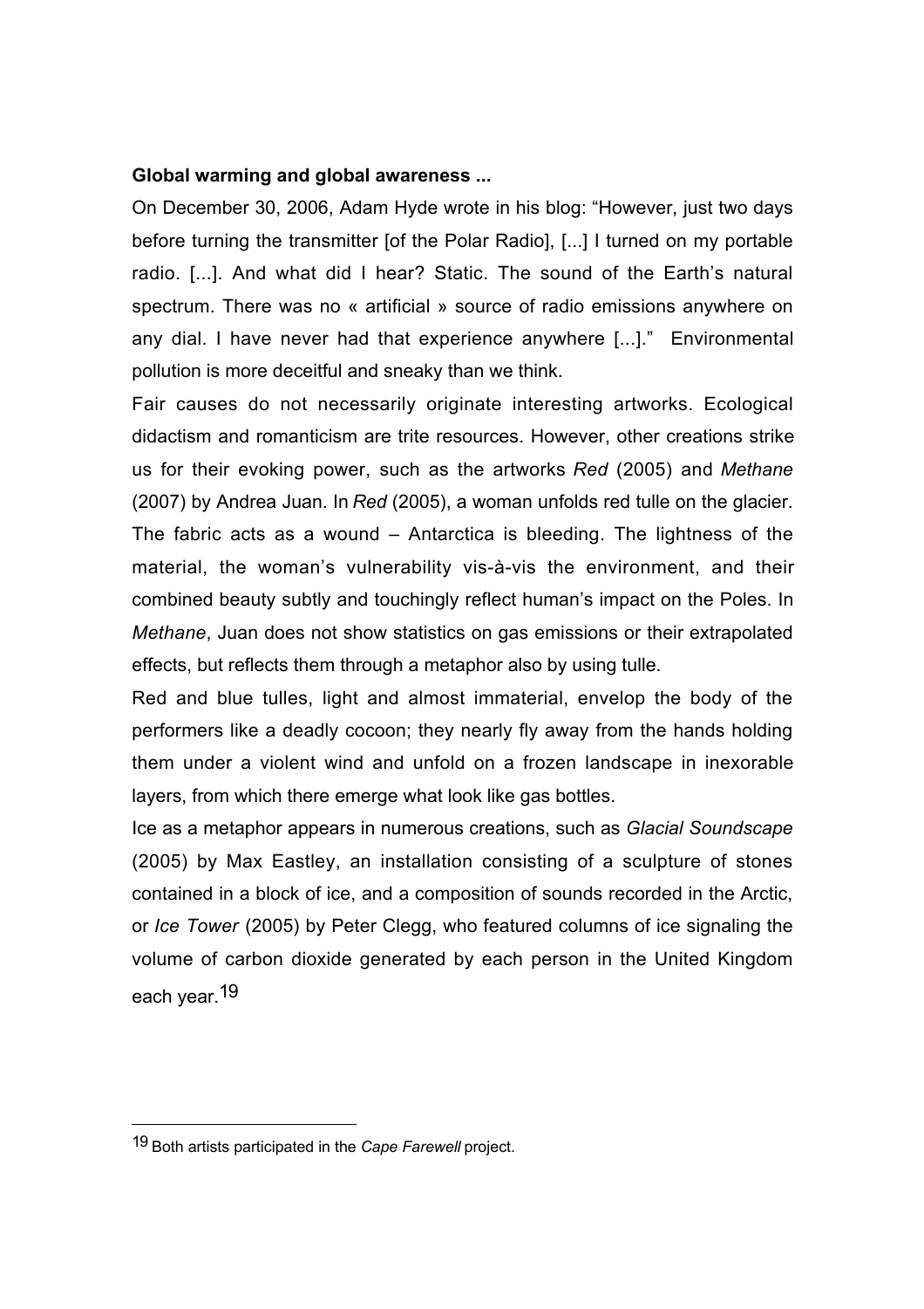**Global warming and global awareness ...**

On December 30, 2006, Adam Hyde wrote in his blog: "However, just two days before turning the transmitter [of the Polar Radio], [...] I turned on my portable radio. [...]. And what did I hear? Static. The sound of the Earth's natural spectrum. There was no « artificial » source of radio emissions anywhere on any dial. I have never had that experience anywhere [...]." Environmental pollution is more deceitful and sneaky than we think.

Fair causes do not necessarily originate interesting artworks. Ecological didactism and romanticism are trite resources. However, other creations strike us for their evoking power, such as the artworks *Red* (2005) and *Methane* (2007) by Andrea Juan. In *Red* (2005), a woman unfolds red tulle on the glacier. The fabric acts as a wound – Antarctica is bleeding. The lightness of the material, the woman's vulnerability vis-à-vis the environment, and their combined beauty subtly and touchingly reflect human's impact on the Poles. In *Methane*, Juan does not show statistics on gas emissions or their extrapolated effects, but reflects them through a metaphor also by using tulle.

Red and blue tulles, light and almost immaterial, envelop the body of the performers like a deadly cocoon; they nearly fly away from the hands holding them under a violent wind and unfold on a frozen landscape in inexorable layers, from which there emerge what look like gas bottles.

Ice as a metaphor appears in numerous creations, such as *Glacial Soundscape* (2005) by Max Eastley, an installation consisting of a sculpture of stones contained in a block of ice, and a composition of sounds recorded in the Arctic, or *Ice Tower* (2005) by Peter Clegg, who featured columns of ice signaling the volume of carbon dioxide generated by each person in the United Kingdom each year.[19]

---

[19] Both artists participated in the *Cape Farewell* project.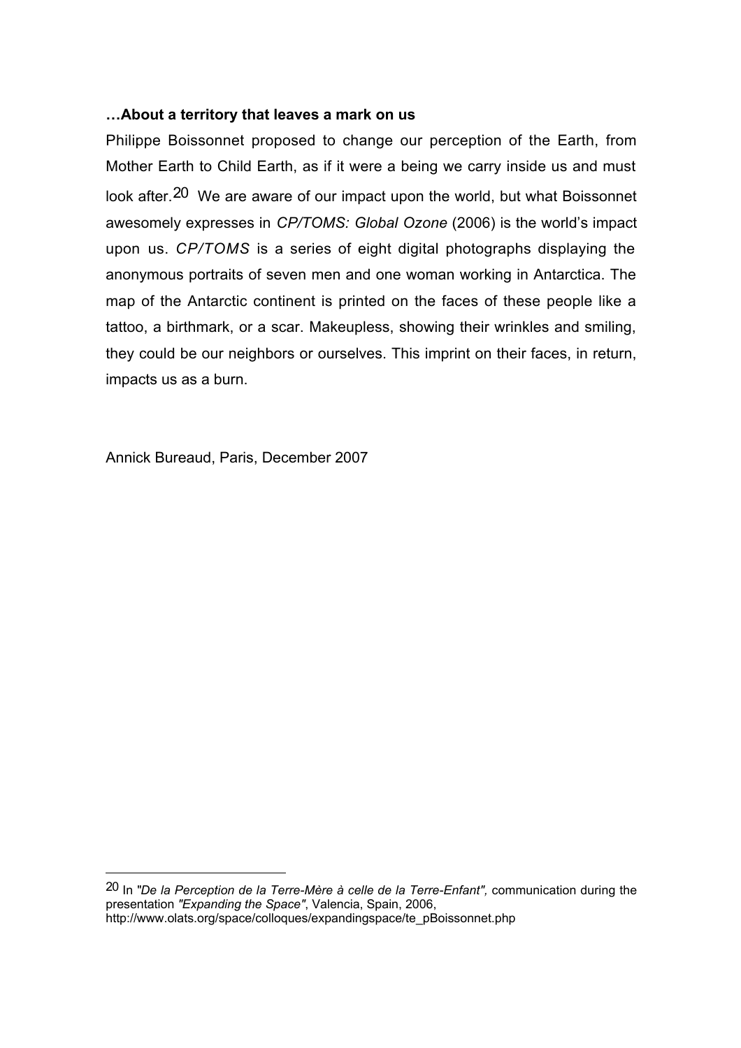**…About a territory that leaves a mark on us**

Philippe Boissonnet proposed to change our perception of the Earth, from Mother Earth to Child Earth, as if it were a being we carry inside us and must look after.[20] We are aware of our impact upon the world, but what Boissonnet awesomely expresses in *CP/TOMS: Global Ozone* (2006) is the world's impact upon us. *CP/TOMS* is a series of eight digital photographs displaying the anonymous portraits of seven men and one woman working in Antarctica. The map of the Antarctic continent is printed on the faces of these people like a tattoo, a birthmark, or a scar. Makeupless, showing their wrinkles and smiling, they could be our neighbors or ourselves. This imprint on their faces, in return, impacts us as a burn.

Annick Bureaud, Paris, December 2007

---

[20] In *"De la Perception de la Terre-Mère à celle de la Terre-Enfant",* communication during the presentation *"Expanding the Space"*, Valencia, Spain, 2006, http://www.olats.org/space/colloques/expandingspace/te_pBoissonnet.php